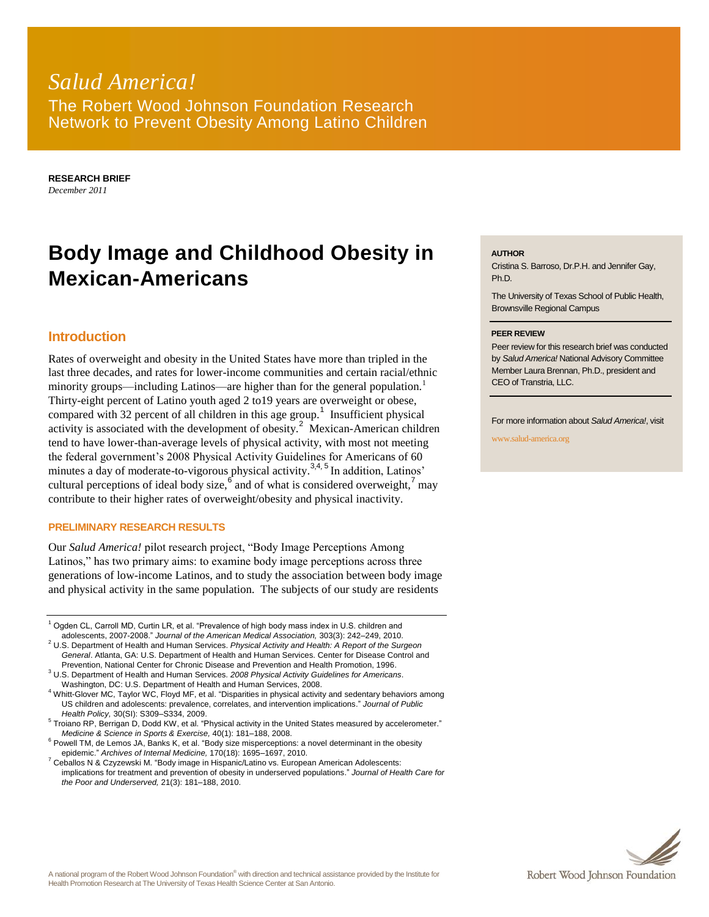*Salud America!*

The Robert Wood Johnson Foundation Research Network to Prevent Obesity Among Latino Children

**RESEARCH BRIEF**
*December 2011*

# Body Image and Childhood Obesity in Mexican-Americans

**AUTHOR**

Cristina S. Barroso, Dr.P.H. and Jennifer Gay, Ph.D.

The University of Texas School of Public Health, Brownsville Regional Campus

**PEER REVIEW**

Peer review for this research brief was conducted by *Salud America!* National Advisory Committee Member Laura Brennan, Ph.D., president and CEO of Transtria, LLC.

For more information about *Salud America!*, visit

www.salud-america.org

## Introduction

Rates of overweight and obesity in the United States have more than tripled in the last three decades, and rates for lower-income communities and certain racial/ethnic minority groups—including Latinos—are higher than for the general population.[1] Thirty-eight percent of Latino youth aged 2 to19 years are overweight or obese, compared with 32 percent of all children in this age group.[1] Insufficient physical activity is associated with the development of obesity.[2] Mexican-American children tend to have lower-than-average levels of physical activity, with most not meeting the federal government's 2008 Physical Activity Guidelines for Americans of 60 minutes a day of moderate-to-vigorous physical activity.[3,4,5] In addition, Latinos' cultural perceptions of ideal body size,[6] and of what is considered overweight,[7] may contribute to their higher rates of overweight/obesity and physical inactivity.

### PRELIMINARY RESEARCH RESULTS

Our *Salud America!* pilot research project, "Body Image Perceptions Among Latinos," has two primary aims: to examine body image perceptions across three generations of low-income Latinos, and to study the association between body image and physical activity in the same population. The subjects of our study are residents

---

[1] Ogden CL, Carroll MD, Curtin LR, et al. "Prevalence of high body mass index in U.S. children and adolescents, 2007-2008." *Journal of the American Medical Association,* 303(3): 242–249, 2010.

[2] U.S. Department of Health and Human Services. *Physical Activity and Health: A Report of the Surgeon General*. Atlanta, GA: U.S. Department of Health and Human Services. Center for Disease Control and Prevention, National Center for Chronic Disease and Prevention and Health Promotion, 1996.

[3] U.S. Department of Health and Human Services. *2008 Physical Activity Guidelines for Americans*. Washington, DC: U.S. Department of Health and Human Services, 2008.

[4] Whitt-Glover MC, Taylor WC, Floyd MF, et al. "Disparities in physical activity and sedentary behaviors among US children and adolescents: prevalence, correlates, and intervention implications." *Journal of Public Health Policy,* 30(SI): S309–S334, 2009.

[5] Troiano RP, Berrigan D, Dodd KW, et al. "Physical activity in the United States measured by accelerometer." *Medicine & Science in Sports & Exercise,* 40(1): 181–188, 2008.

[6] Powell TM, de Lemos JA, Banks K, et al. "Body size misperceptions: a novel determinant in the obesity epidemic." *Archives of Internal Medicine,* 170(18): 1695–1697, 2010.

[7] Ceballos N & Czyzewski M. "Body image in Hispanic/Latino vs. European American Adolescents: implications for treatment and prevention of obesity in underserved populations." *Journal of Health Care for the Poor and Underserved,* 21(3): 181–188, 2010.

A national program of the Robert Wood Johnson Foundation® with direction and technical assistance provided by the Institute for Health Promotion Research at The University of Texas Health Science Center at San Antonio.

Robert Wood Johnson Foundation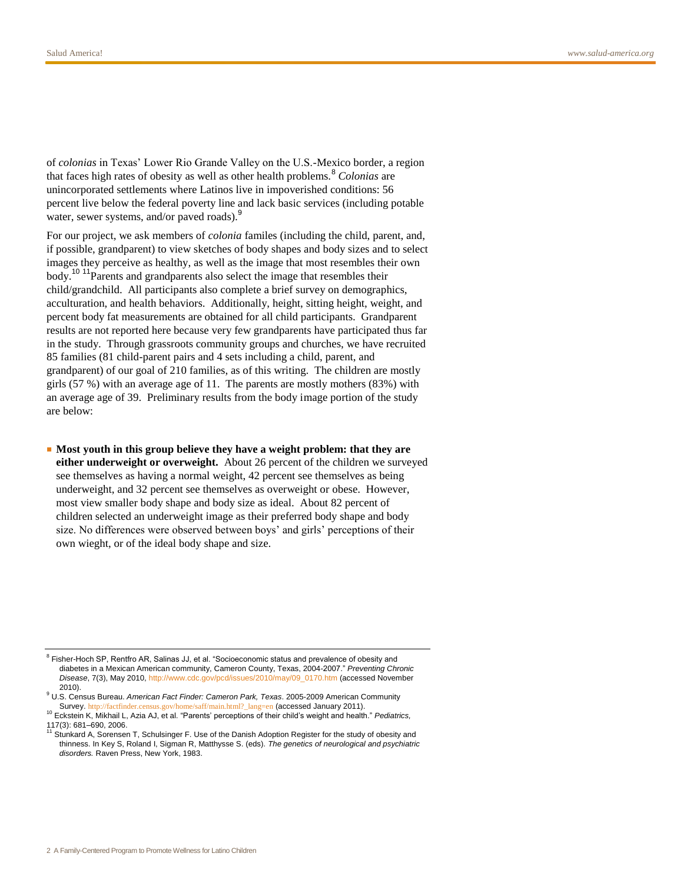of *colonias* in Texas' Lower Rio Grande Valley on the U.S.-Mexico border, a region that faces high rates of obesity as well as other health problems.[8] *Colonias* are unincorporated settlements where Latinos live in impoverished conditions: 56 percent live below the federal poverty line and lack basic services (including potable water, sewer systems, and/or paved roads).[9]

For our project, we ask members of *colonia* familes (including the child, parent, and, if possible, grandparent) to view sketches of body shapes and body sizes and to select images they perceive as healthy, as well as the image that most resembles their own body.[10] [11]Parents and grandparents also select the image that resembles their child/grandchild. All participants also complete a brief survey on demographics, acculturation, and health behaviors. Additionally, height, sitting height, weight, and percent body fat measurements are obtained for all child participants. Grandparent results are not reported here because very few grandparents have participated thus far in the study. Through grassroots community groups and churches, we have recruited 85 families (81 child-parent pairs and 4 sets including a child, parent, and grandparent) of our goal of 210 families, as of this writing. The children are mostly girls (57 %) with an average age of 11. The parents are mostly mothers (83%) with an average age of 39. Preliminary results from the body image portion of the study are below:

- **Most youth in this group believe they have a weight problem: that they are either underweight or overweight.** About 26 percent of the children we surveyed see themselves as having a normal weight, 42 percent see themselves as being underweight, and 32 percent see themselves as overweight or obese. However, most view smaller body shape and body size as ideal. About 82 percent of children selected an underweight image as their preferred body shape and body size. No differences were observed between boys' and girls' perceptions of their own wieght, or of the ideal body shape and size.

---

[8] Fisher-Hoch SP, Rentfro AR, Salinas JJ, et al. "Socioeconomic status and prevalence of obesity and diabetes in a Mexican American community, Cameron County, Texas, 2004-2007." *Preventing Chronic Disease*, 7(3), May 2010, http://www.cdc.gov/pcd/issues/2010/may/09_0170.htm (accessed November 2010).

[9] U.S. Census Bureau. *American Fact Finder: Cameron Park, Texas*. 2005-2009 American Community Survey. http://factfinder.census.gov/home/saff/main.html?_lang=en (accessed January 2011).

[10] Eckstein K, Mikhail L, Azia AJ, et al. "Parents' perceptions of their child's weight and health." *Pediatrics*, 117(3): 681–690, 2006.

[11] Stunkard A, Sorensen T, Schulsinger F. Use of the Danish Adoption Register for the study of obesity and thinness. In Key S, Roland I, Sigman R, Matthysse S. (eds). *The genetics of neurological and psychiatric disorders.* Raven Press, New York, 1983.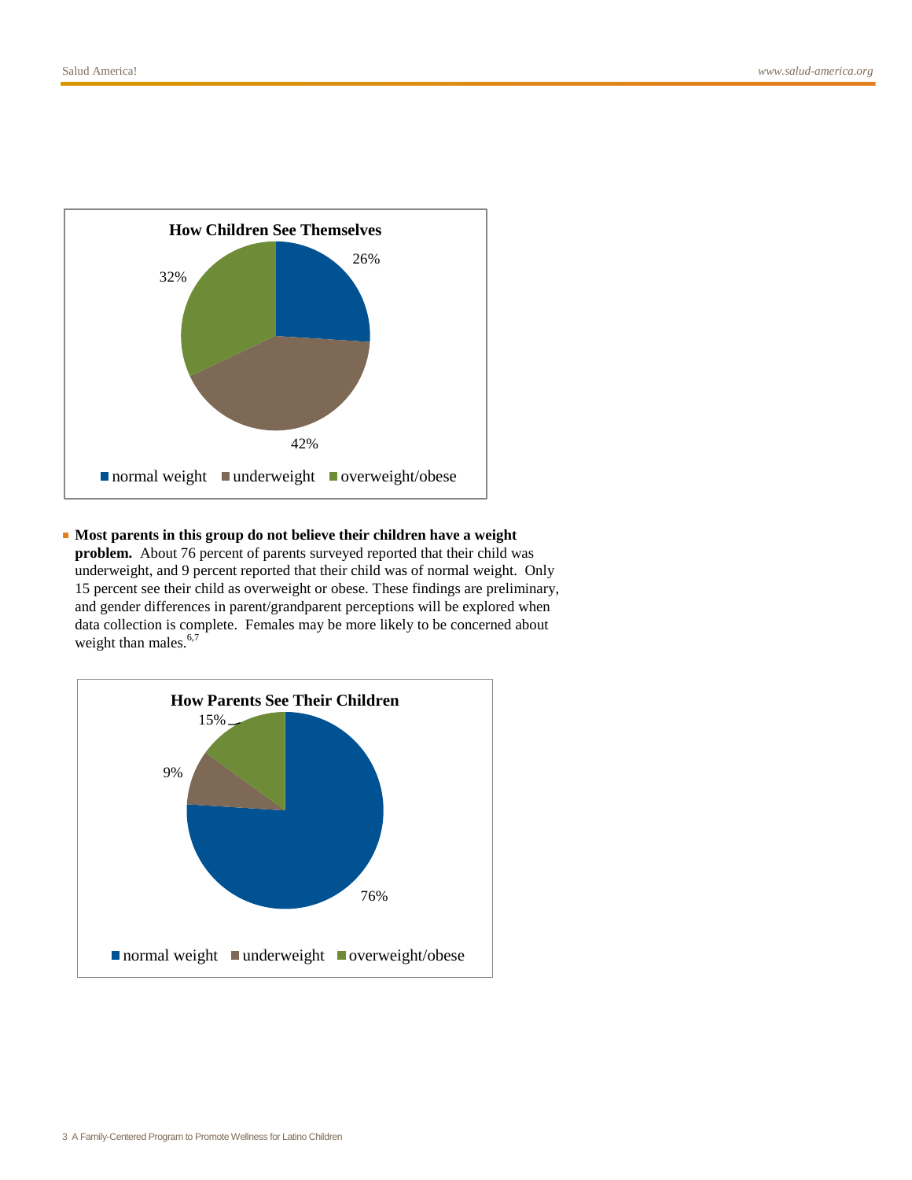**How Children See Themselves**

- normal weight: 26%
- underweight: 42%
- overweight/obese: 32%

- **Most parents in this group do not believe their children have a weight problem.** About 76 percent of parents surveyed reported that their child was underweight, and 9 percent reported that their child was of normal weight. Only 15 percent see their child as overweight or obese. These findings are preliminary, and gender differences in parent/grandparent perceptions will be explored when data collection is complete. Females may be more likely to be concerned about weight than males.[6,7]

**How Parents See Their Children**

- normal weight: 76%
- underweight: 9%
- overweight/obese: 15%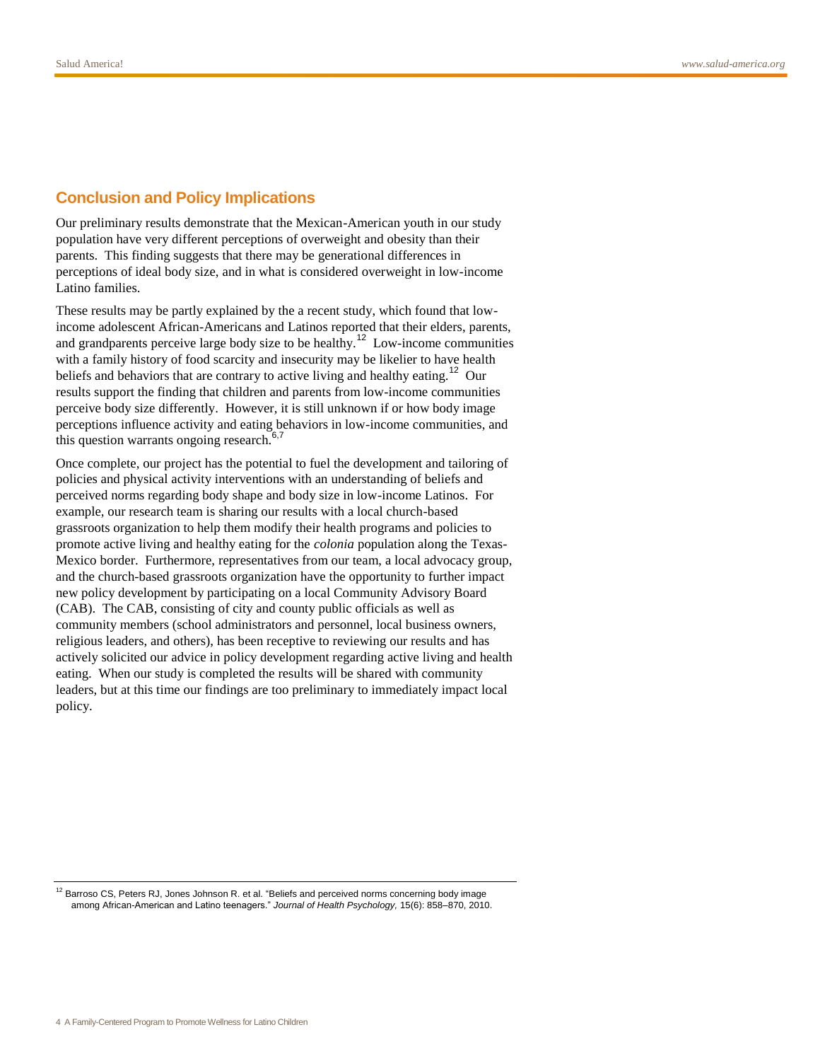## Conclusion and Policy Implications

Our preliminary results demonstrate that the Mexican-American youth in our study population have very different perceptions of overweight and obesity than their parents. This finding suggests that there may be generational differences in perceptions of ideal body size, and in what is considered overweight in low-income Latino families.

These results may be partly explained by the a recent study, which found that low-income adolescent African-Americans and Latinos reported that their elders, parents, and grandparents perceive large body size to be healthy.[12] Low-income communities with a family history of food scarcity and insecurity may be likelier to have health beliefs and behaviors that are contrary to active living and healthy eating.[12] Our results support the finding that children and parents from low-income communities perceive body size differently. However, it is still unknown if or how body image perceptions influence activity and eating behaviors in low-income communities, and this question warrants ongoing research.[6,7]

Once complete, our project has the potential to fuel the development and tailoring of policies and physical activity interventions with an understanding of beliefs and perceived norms regarding body shape and body size in low-income Latinos. For example, our research team is sharing our results with a local church-based grassroots organization to help them modify their health programs and policies to promote active living and healthy eating for the *colonia* population along the Texas-Mexico border. Furthermore, representatives from our team, a local advocacy group, and the church-based grassroots organization have the opportunity to further impact new policy development by participating on a local Community Advisory Board (CAB). The CAB, consisting of city and county public officials as well as community members (school administrators and personnel, local business owners, religious leaders, and others), has been receptive to reviewing our results and has actively solicited our advice in policy development regarding active living and health eating. When our study is completed the results will be shared with community leaders, but at this time our findings are too preliminary to immediately impact local policy.

---

[12] Barroso CS, Peters RJ, Jones Johnson R. et al. "Beliefs and perceived norms concerning body image among African-American and Latino teenagers." *Journal of Health Psychology,* 15(6): 858–870, 2010.